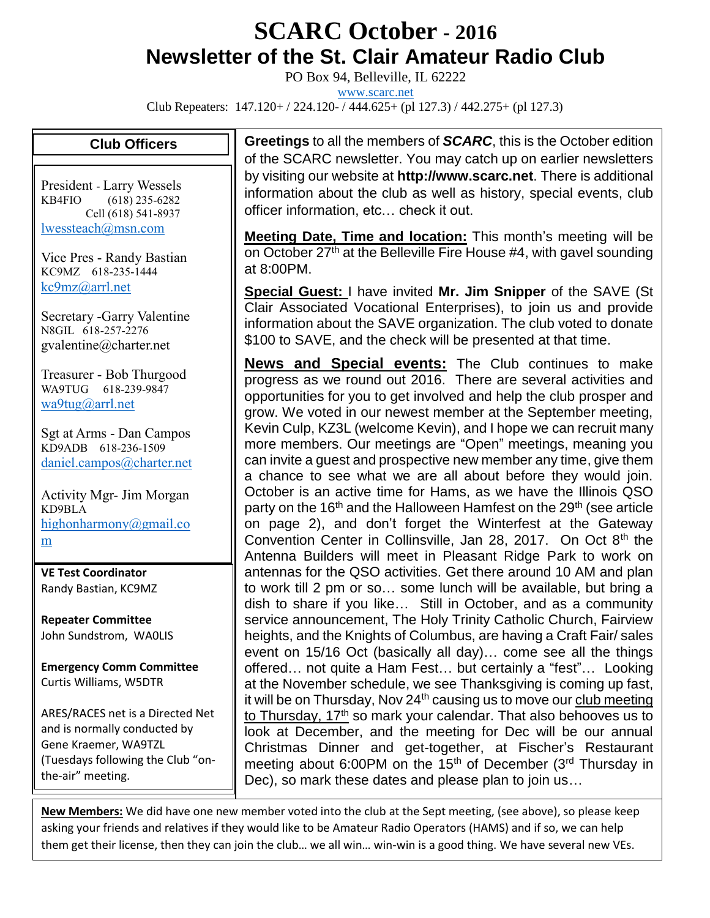# SCARC October - 2016

## Newsletter of the St. Clair Amateur Radio Club

PO Box 94, Belleville, IL 62222

www.scarc.net

Club Repeaters: 147.120+ / 224.120- / 444.625+ (pl 127.3) / 442.275+ (pl 127.3)

### Club Officers

President - Larry Wessels
KB4FIO (618) 235-6282
Cell (618) 541-8937
lwessteach@msn.com

Vice Pres - Randy Bastian
KC9MZ 618-235-1444
kc9mz@arrl.net

Secretary -Garry Valentine
N8GIL 618-257-2276
gvalentine@charter.net

Treasurer - Bob Thurgood
WA9TUG 618-239-9847
wa9tug@arrl.net

Sgt at Arms - Dan Campos
KD9ADB 618-236-1509
daniel.campos@charter.net

Activity Mgr- Jim Morgan
KD9BLA
highonharmony@gmail.com

**VE Test Coordinator**
Randy Bastian, KC9MZ

**Repeater Committee**
John Sundstrom, WA0LIS

**Emergency Comm Committee**
Curtis Williams, W5DTR

ARES/RACES net is a Directed Net and is normally conducted by Gene Kraemer, WA9TZL (Tuesdays following the Club "on-the-air" meeting.

**Greetings** to all the members of ***SCARC***, this is the October edition of the SCARC newsletter. You may catch up on earlier newsletters by visiting our website at **http://www.scarc.net**. There is additional information about the club as well as history, special events, club officer information, etc… check it out.

**Meeting Date, Time and location:** This month's meeting will be on October 27th at the Belleville Fire House #4, with gavel sounding at 8:00PM.

**Special Guest:** I have invited **Mr. Jim Snipper** of the SAVE (St Clair Associated Vocational Enterprises), to join us and provide information about the SAVE organization. The club voted to donate $100 to SAVE, and the check will be presented at that time.

**News and Special events:** The Club continues to make progress as we round out 2016. There are several activities and opportunities for you to get involved and help the club prosper and grow. We voted in our newest member at the September meeting, Kevin Culp, KZ3L (welcome Kevin), and I hope we can recruit many more members. Our meetings are "Open" meetings, meaning you can invite a guest and prospective new member any time, give them a chance to see what we are all about before they would join. October is an active time for Hams, as we have the Illinois QSO party on the 16th and the Halloween Hamfest on the 29th (see article on page 2), and don't forget the Winterfest at the Gateway Convention Center in Collinsville, Jan 28, 2017. On Oct 8th the Antenna Builders will meet in Pleasant Ridge Park to work on antennas for the QSO activities. Get there around 10 AM and plan to work till 2 pm or so… some lunch will be available, but bring a dish to share if you like… Still in October, and as a community service announcement, The Holy Trinity Catholic Church, Fairview heights, and the Knights of Columbus, are having a Craft Fair/ sales event on 15/16 Oct (basically all day)… come see all the things offered… not quite a Ham Fest… but certainly a "fest"… Looking at the November schedule, we see Thanksgiving is coming up fast, it will be on Thursday, Nov 24th causing us to move our club meeting to Thursday, 17th so mark your calendar. That also behooves us to look at December, and the meeting for Dec will be our annual Christmas Dinner and get-together, at Fischer's Restaurant meeting about 6:00PM on the 15th of December (3rd Thursday in Dec), so mark these dates and please plan to join us…

**New Members:** We did have one new member voted into the club at the Sept meeting, (see above), so please keep asking your friends and relatives if they would like to be Amateur Radio Operators (HAMS) and if so, we can help them get their license, then they can join the club… we all win… win-win is a good thing. We have several new VEs.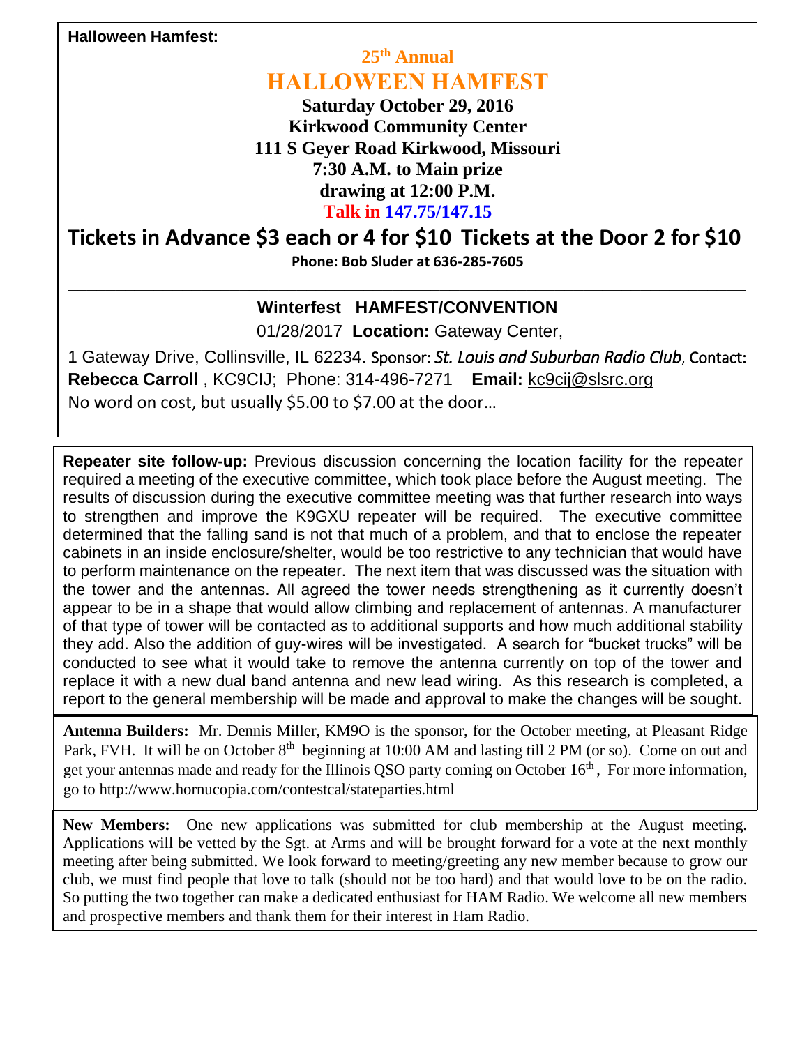**Halloween Hamfest:**

## 25th Annual

# HALLOWEEN HAMFEST

**Saturday October 29, 2016**
**Kirkwood Community Center**
**111 S Geyer Road Kirkwood, Missouri**
**7:30 A.M. to Main prize drawing at 12:00 P.M.**
**Talk in 147.75/147.15**

**Tickets in Advance $3 each or 4 for $10 Tickets at the Door 2 for $10**

**Phone: Bob Sluder at 636-285-7605**

---

### Winterfest HAMFEST/CONVENTION

01/28/2017 **Location:** Gateway Center,

1 Gateway Drive, Collinsville, IL 62234. Sponsor: *St. Louis and Suburban Radio Club*, Contact: **Rebecca Carroll** , KC9CIJ; Phone: 314-496-7271 **Email:** kc9cij@slsrc.org

No word on cost, but usually $5.00 to $7.00 at the door…

**Repeater site follow-up:** Previous discussion concerning the location facility for the repeater required a meeting of the executive committee, which took place before the August meeting. The results of discussion during the executive committee meeting was that further research into ways to strengthen and improve the K9GXU repeater will be required. The executive committee determined that the falling sand is not that much of a problem, and that to enclose the repeater cabinets in an inside enclosure/shelter, would be too restrictive to any technician that would have to perform maintenance on the repeater. The next item that was discussed was the situation with the tower and the antennas. All agreed the tower needs strengthening as it currently doesn't appear to be in a shape that would allow climbing and replacement of antennas. A manufacturer of that type of tower will be contacted as to additional supports and how much additional stability they add. Also the addition of guy-wires will be investigated. A search for "bucket trucks" will be conducted to see what it would take to remove the antenna currently on top of the tower and replace it with a new dual band antenna and new lead wiring. As this research is completed, a report to the general membership will be made and approval to make the changes will be sought.

**Antenna Builders:** Mr. Dennis Miller, KM9O is the sponsor, for the October meeting, at Pleasant Ridge Park, FVH. It will be on October 8th beginning at 10:00 AM and lasting till 2 PM (or so). Come on out and get your antennas made and ready for the Illinois QSO party coming on October 16th , For more information, go to http://www.hornucopia.com/contestcal/stateparties.html

**New Members:** One new applications was submitted for club membership at the August meeting. Applications will be vetted by the Sgt. at Arms and will be brought forward for a vote at the next monthly meeting after being submitted. We look forward to meeting/greeting any new member because to grow our club, we must find people that love to talk (should not be too hard) and that would love to be on the radio. So putting the two together can make a dedicated enthusiast for HAM Radio. We welcome all new members and prospective members and thank them for their interest in Ham Radio.